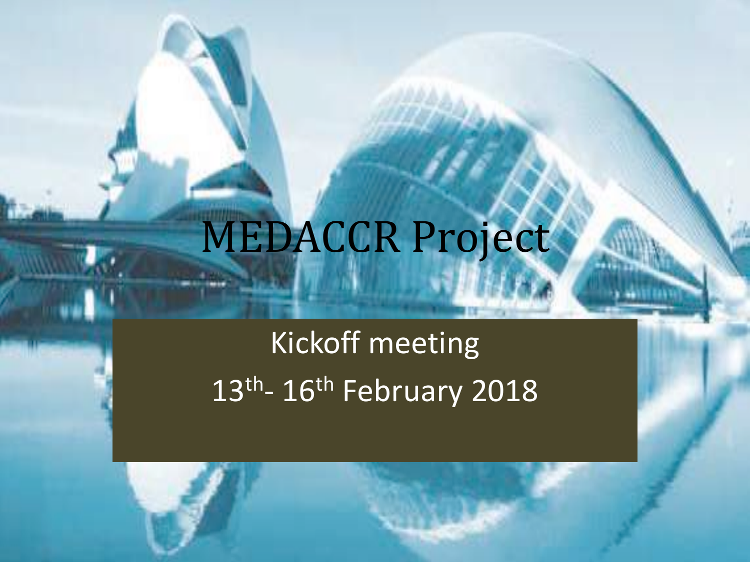# MEDACCR Project

Kickoff meeting

13th- 16th February 2018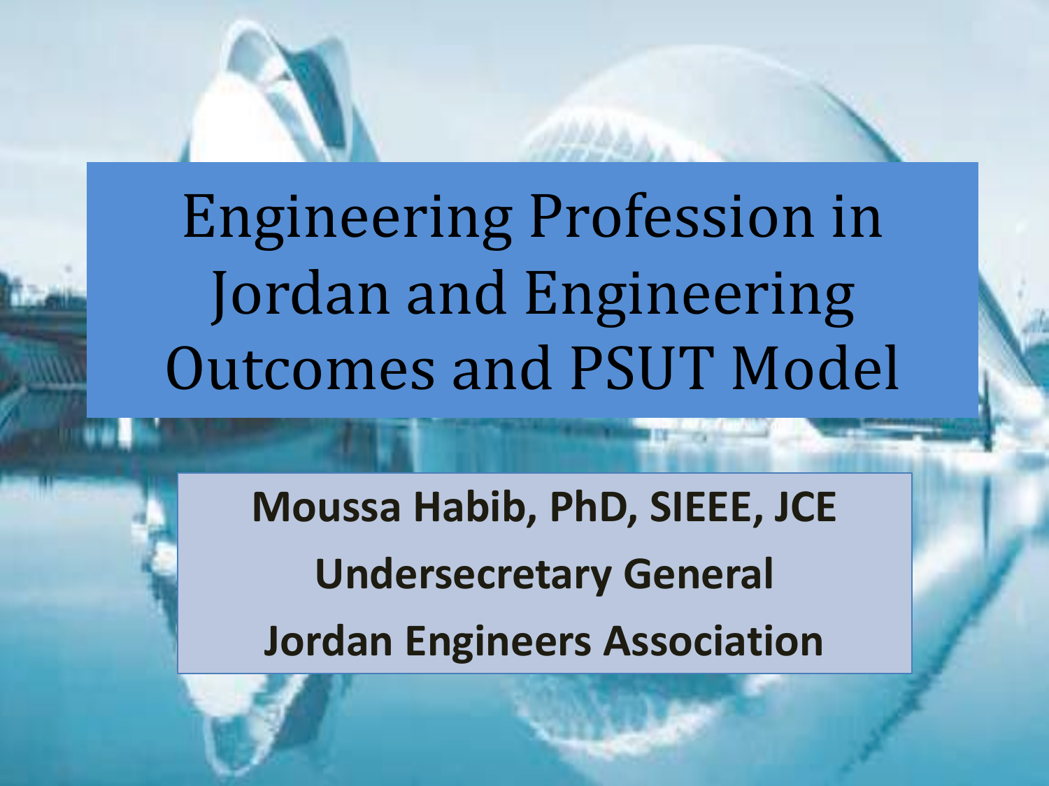# Engineering Profession in Jordan and Engineering Outcomes and PSUT Model

**Moussa Habib, PhD, SIEEE, JCE**

**Undersecretary General**

**Jordan Engineers Association**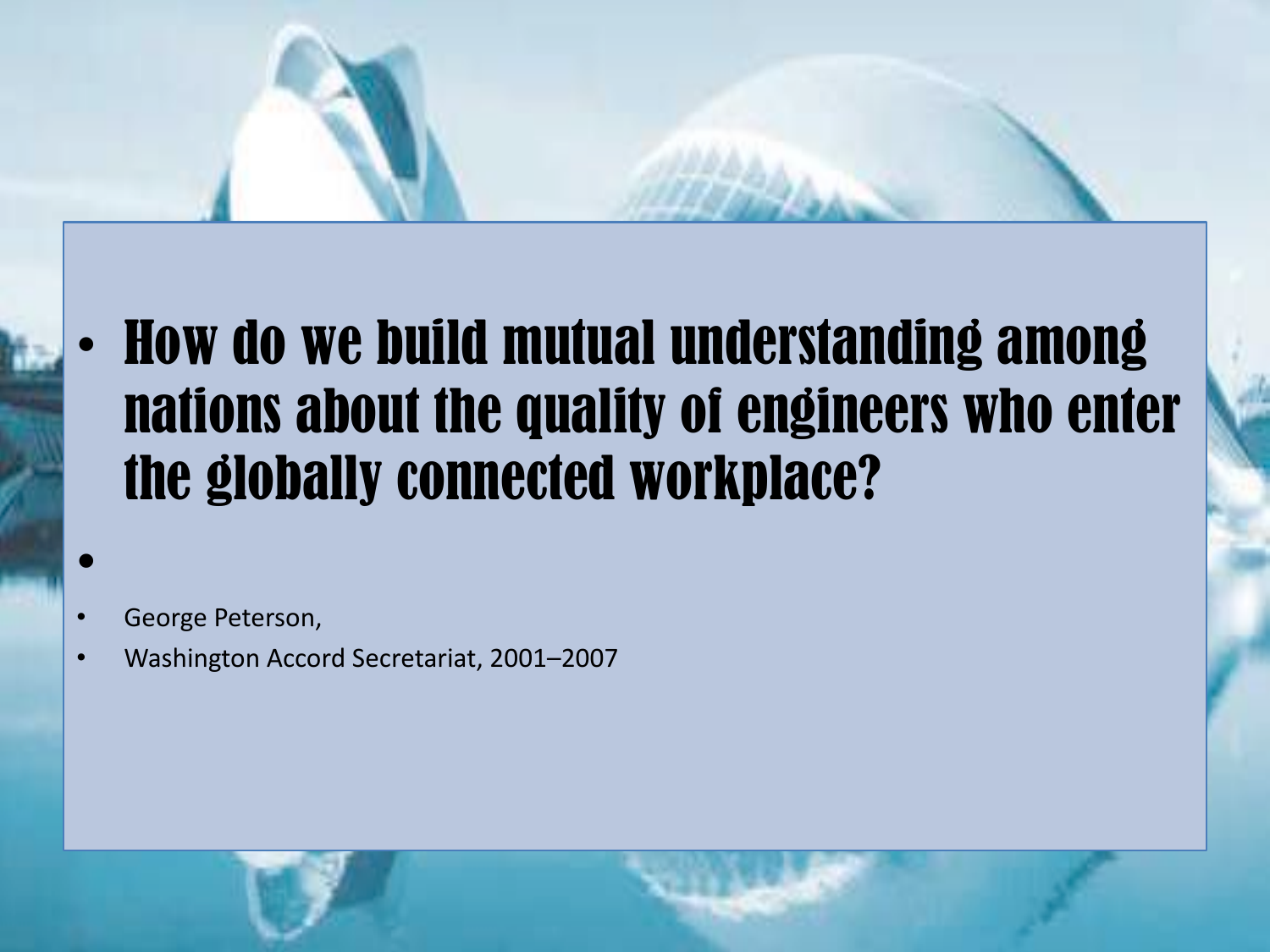- **How do we build mutual understanding among nations about the quality of engineers who enter the globally connected workplace?**
- 
- George Peterson,
- Washington Accord Secretariat, 2001–2007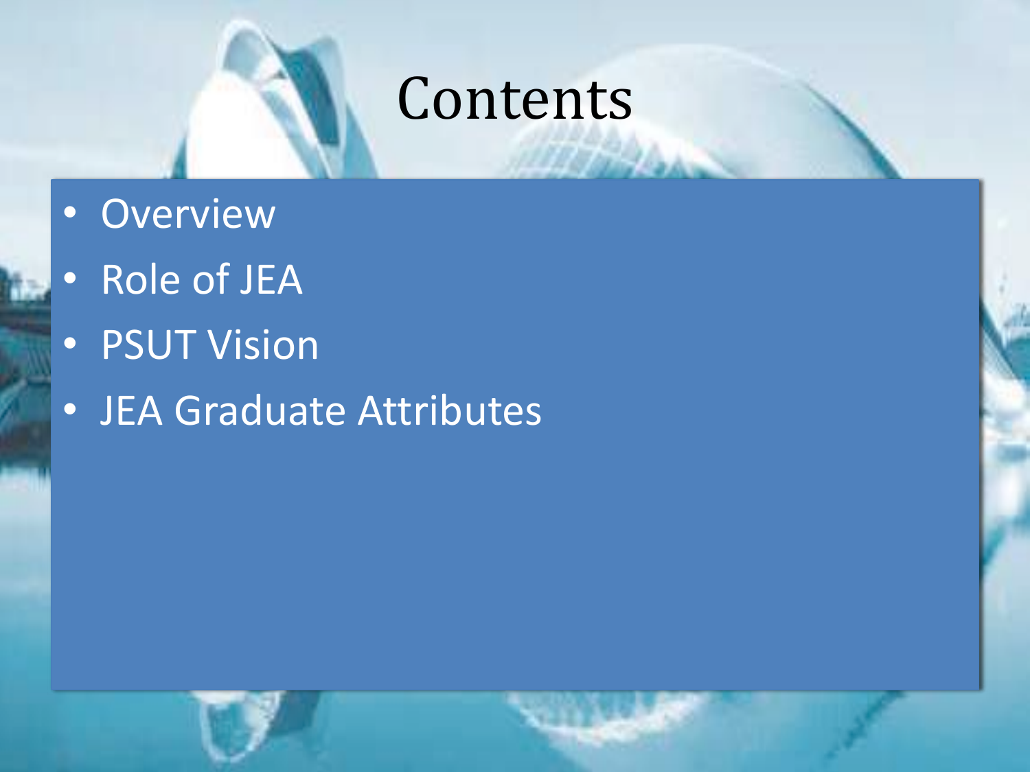# Contents

- Overview
- Role of JEA
- PSUT Vision
- JEA Graduate Attributes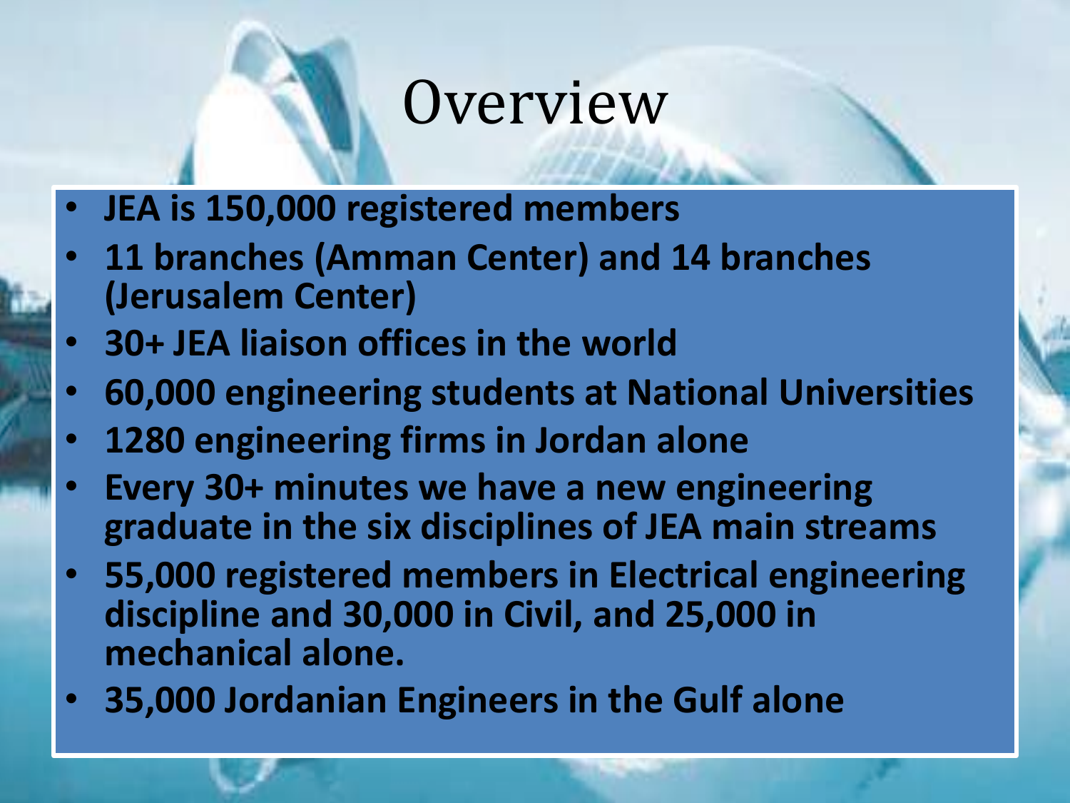# Overview

- **JEA is 150,000 registered members**
- **11 branches (Amman Center) and 14 branches (Jerusalem Center)**
- **30+ JEA liaison offices in the world**
- **60,000 engineering students at National Universities**
- **1280 engineering firms in Jordan alone**
- **Every 30+ minutes we have a new engineering graduate in the six disciplines of JEA main streams**
- **55,000 registered members in Electrical engineering discipline and 30,000 in Civil, and 25,000 in mechanical alone.**
- **35,000 Jordanian Engineers in the Gulf alone**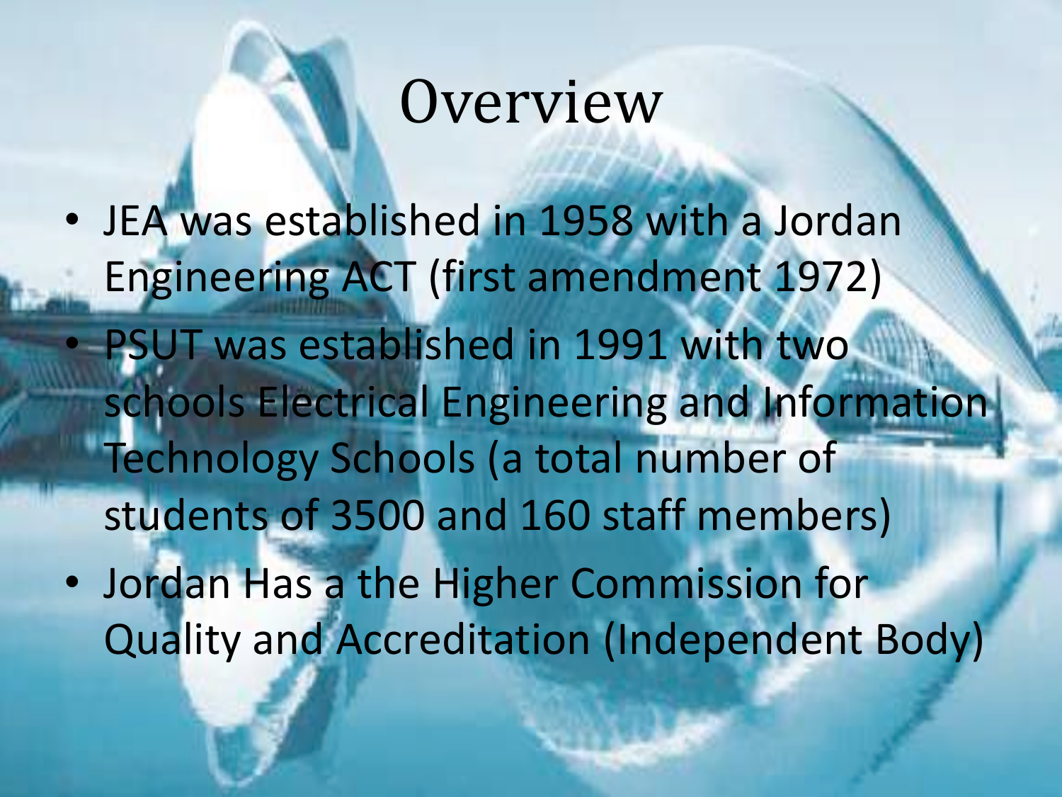# Overview

- JEA was established in 1958 with a Jordan Engineering ACT (first amendment 1972)
- PSUT was established in 1991 with two schools Electrical Engineering and Information Technology Schools (a total number of students of 3500 and 160 staff members)
- Jordan Has a the Higher Commission for Quality and Accreditation (Independent Body)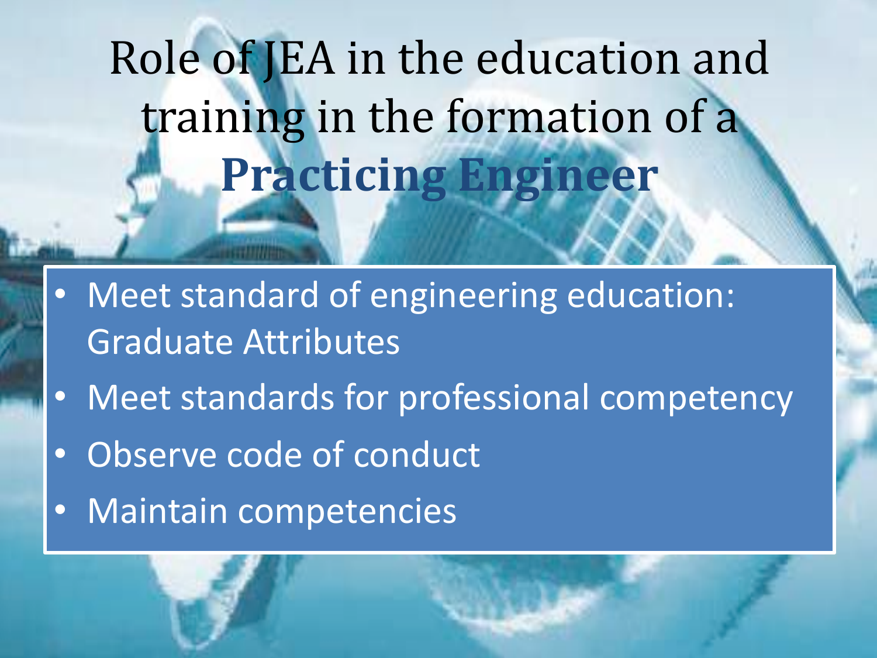# Role of JEA in the education and training in the formation of a **Practicing Engineer**

- Meet standard of engineering education: Graduate Attributes
- Meet standards for professional competency
- Observe code of conduct
- Maintain competencies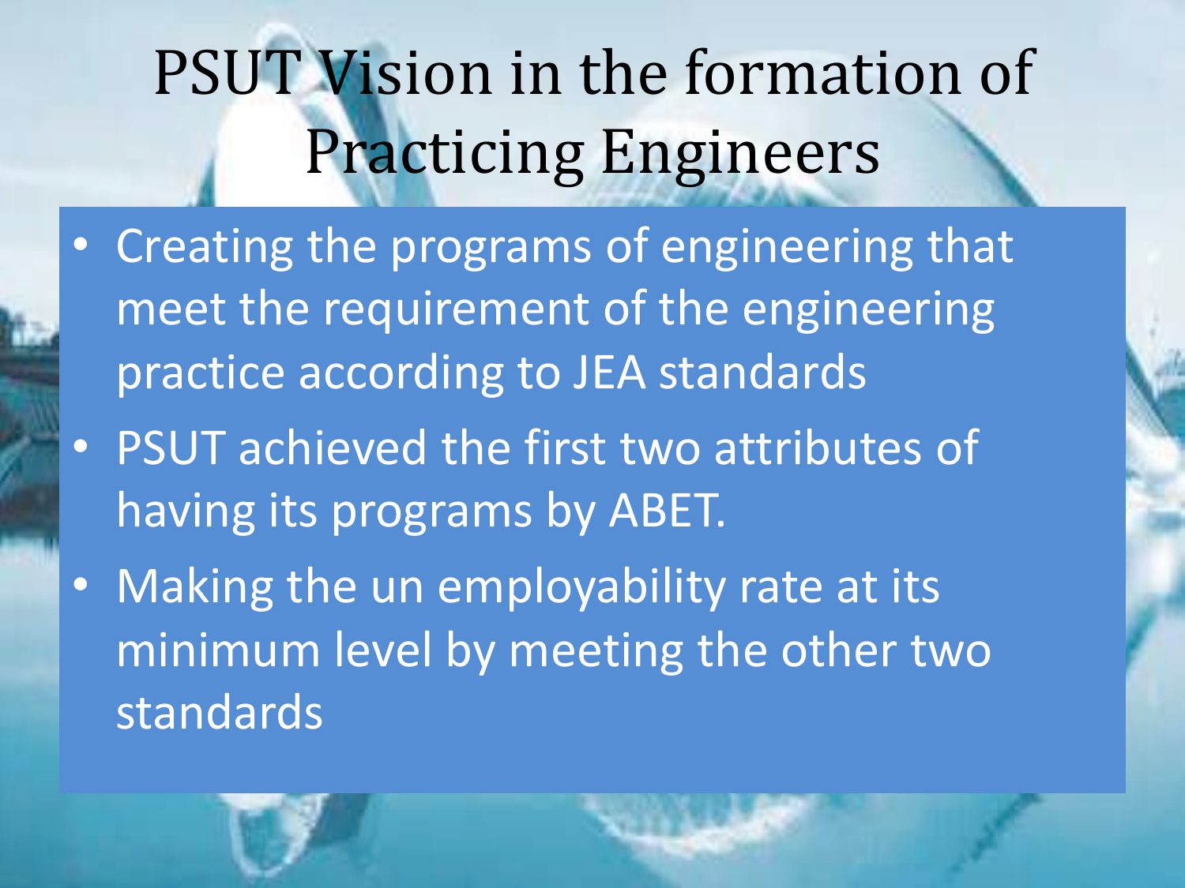# PSUT Vision in the formation of Practicing Engineers

- Creating the programs of engineering that meet the requirement of the engineering practice according to JEA standards
- PSUT achieved the first two attributes of having its programs by ABET.
- Making the un employability rate at its minimum level by meeting the other two standards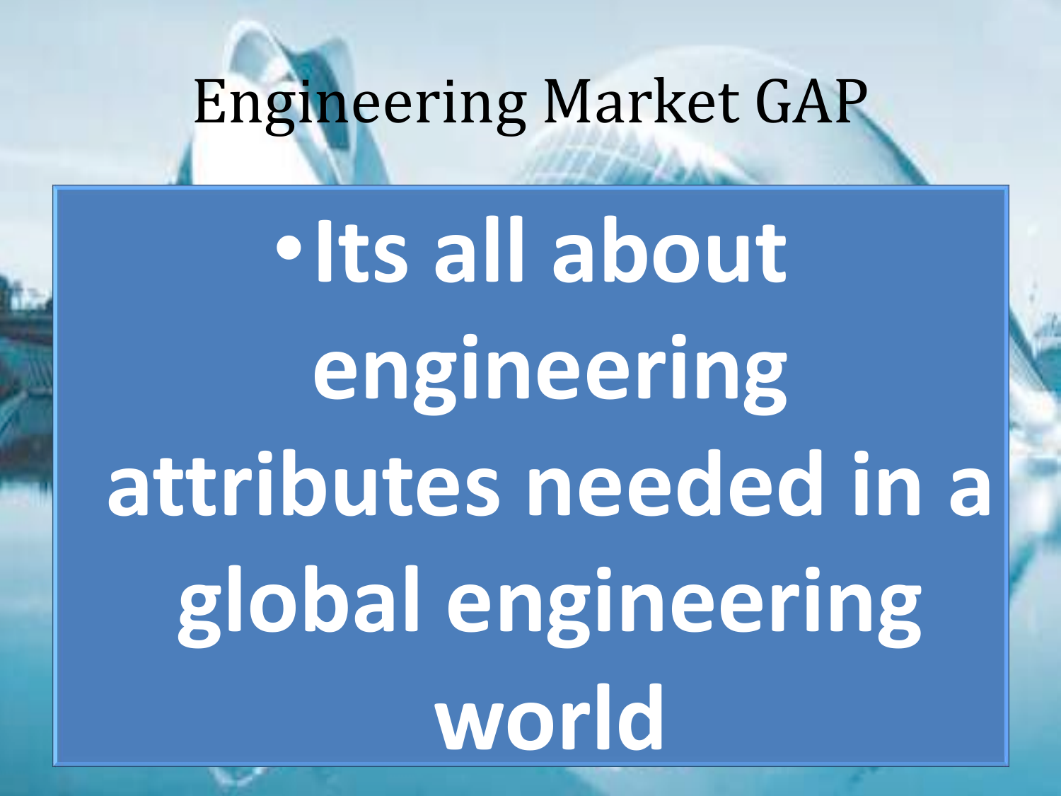# Engineering Market GAP

- **Its all about engineering attributes needed in a global engineering world**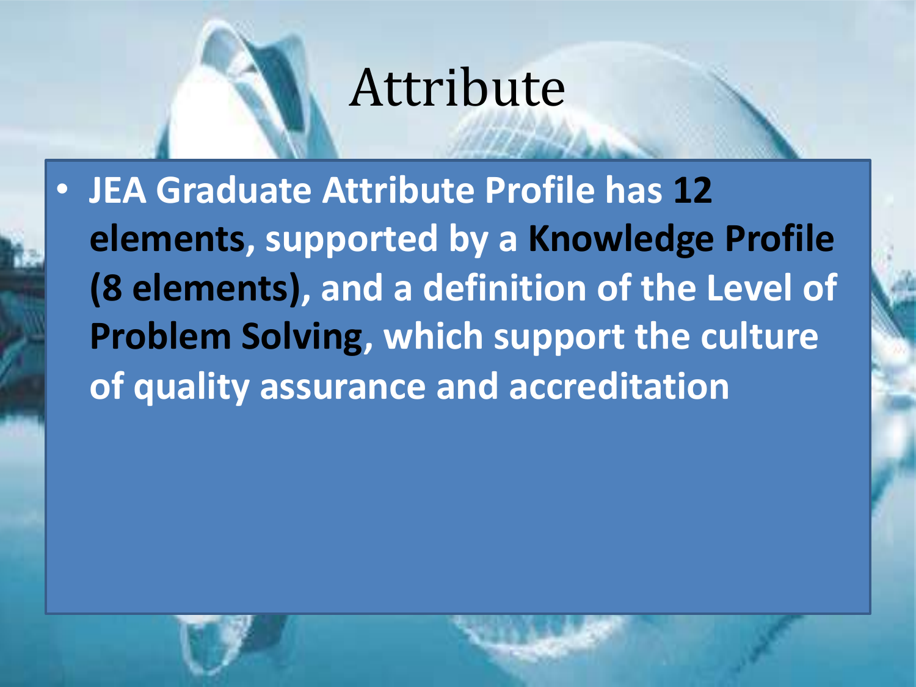# Attribute

- JEA Graduate Attribute Profile has **12 elements**, supported by a **Knowledge Profile (8 elements)**, and a definition of the Level of **Problem Solving**, which support the culture of quality assurance and accreditation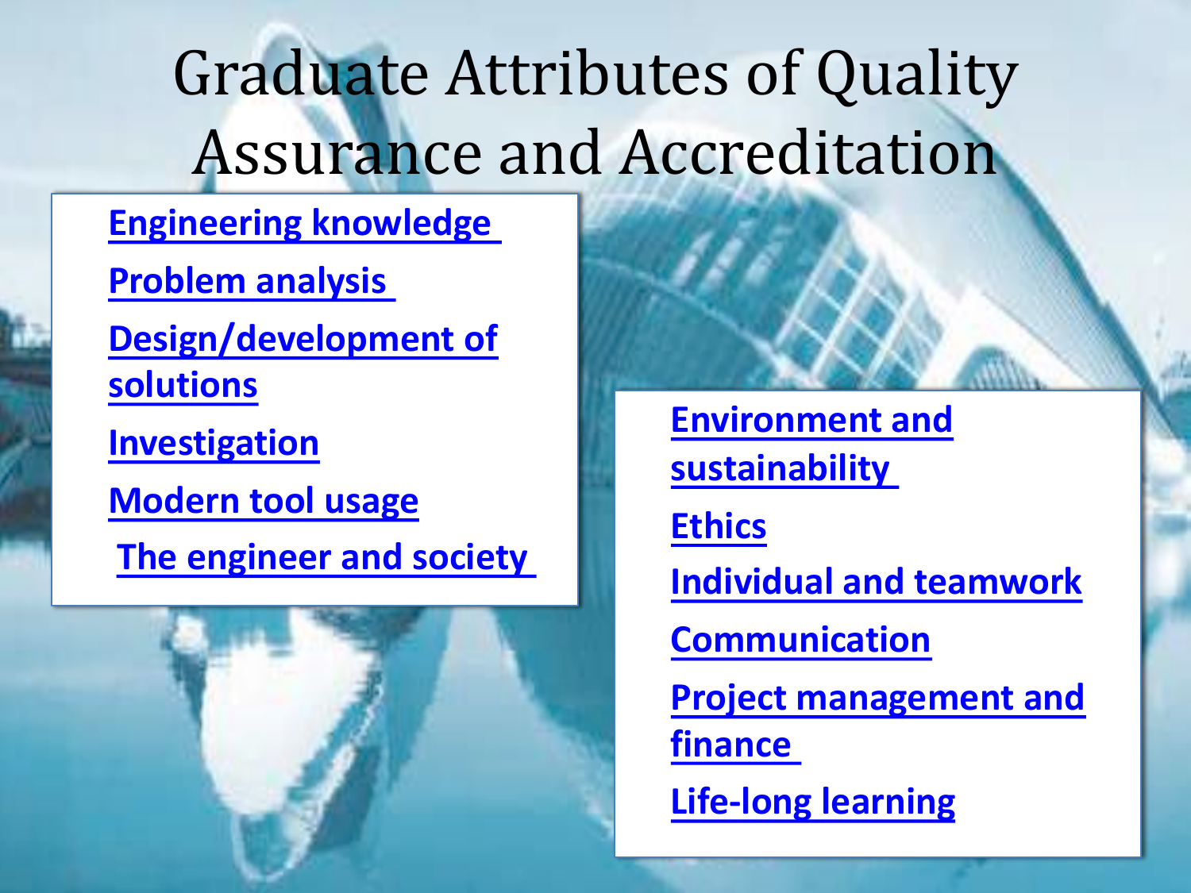# Graduate Attributes of Quality Assurance and Accreditation

- Engineering knowledge
- Problem analysis
- Design/development of solutions
- Investigation
- Modern tool usage
- The engineer and society
- Environment and sustainability
- Ethics
- Individual and teamwork
- Communication
- Project management and finance
- Life-long learning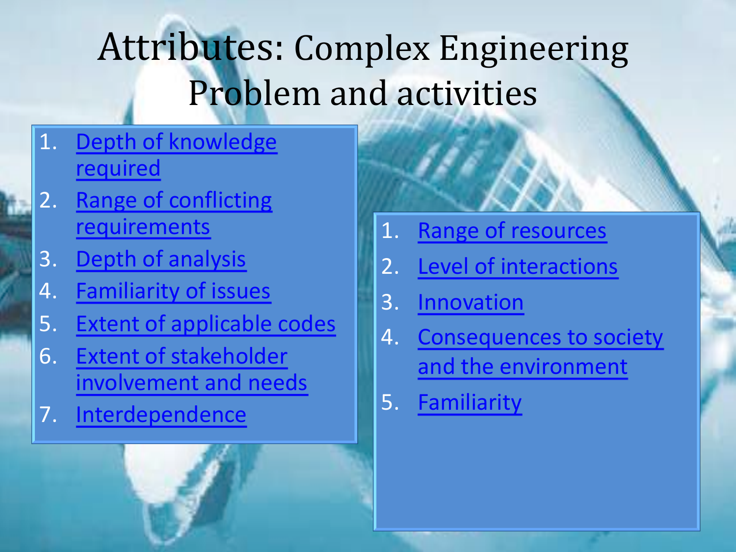# Attributes: Complex Engineering Problem and activities

1. Depth of knowledge required
2. Range of conflicting requirements
3. Depth of analysis
4. Familiarity of issues
5. Extent of applicable codes
6. Extent of stakeholder involvement and needs
7. Interdependence

1. Range of resources
2. Level of interactions
3. Innovation
4. Consequences to society and the environment
5. Familiarity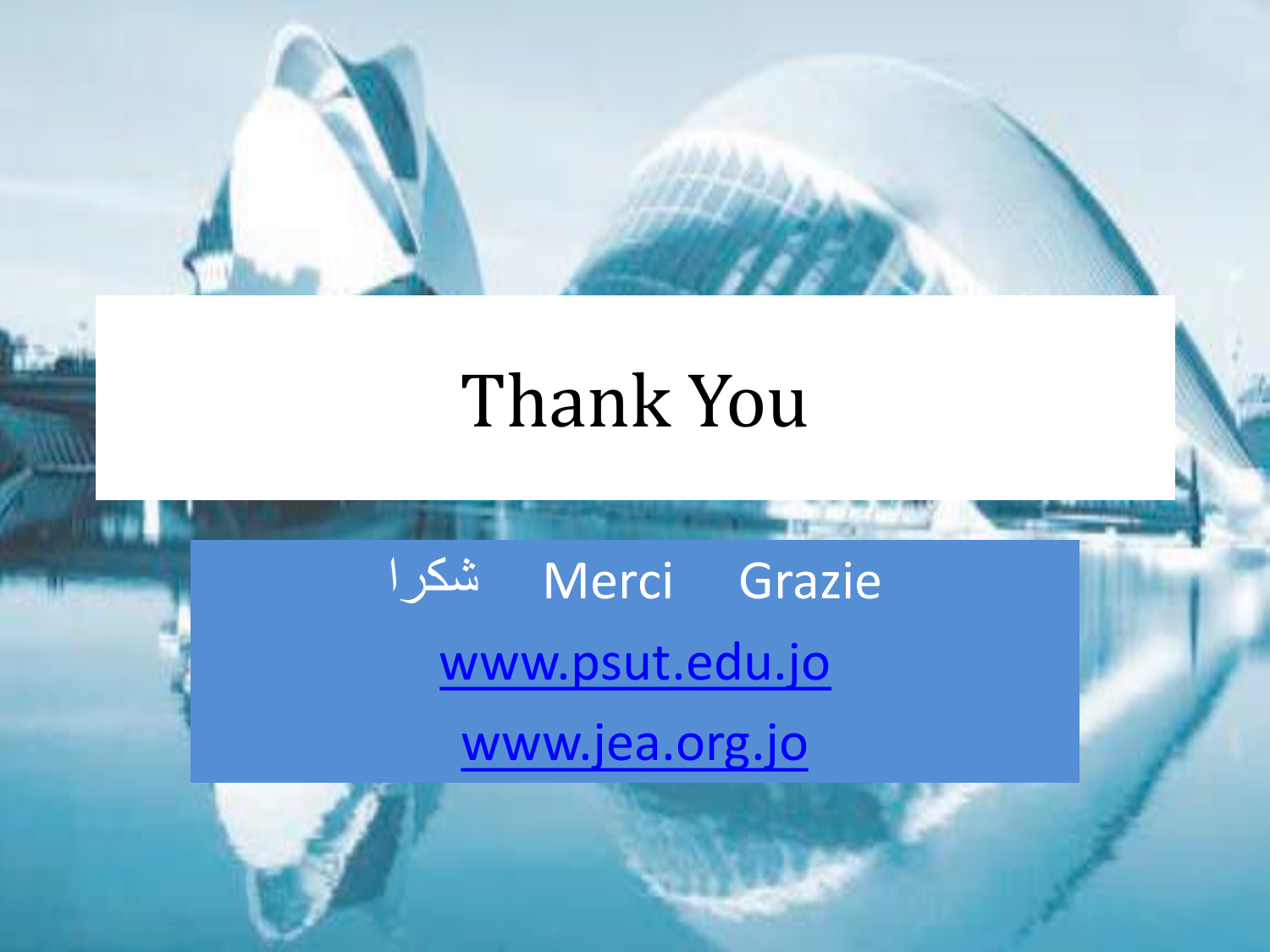# Thank You

شكرا Merci Grazie

www.psut.edu.jo

www.jea.org.jo